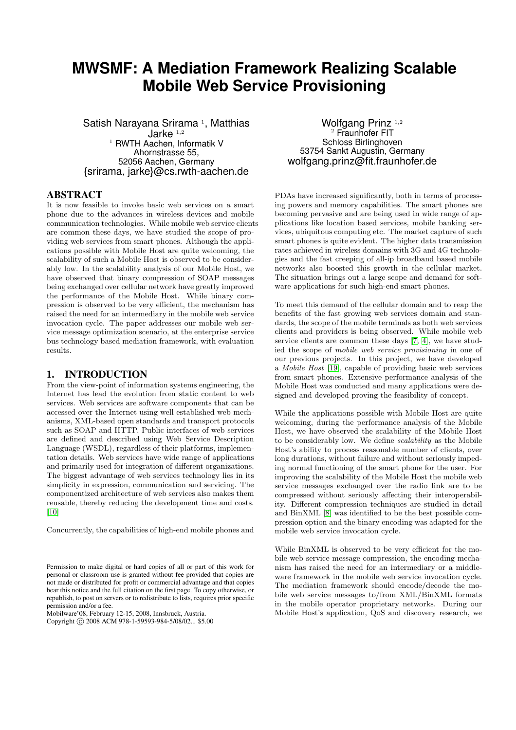# MWSMF: A Mediation Framework Realizing Scalable Mobile Web Service Provisioning

Satish Narayana Srirama [1], Matthias Jarke [1,2]
[1] RWTH Aachen, Informatik V
Ahornstrasse 55,
52056 Aachen, Germany
{srirama, jarke}@cs.rwth-aachen.de

Wolfgang Prinz [1,2]
[2] Fraunhofer FIT
Schloss Birlinghoven
53754 Sankt Augustin, Germany
wolfgang.prinz@fit.fraunhofer.de

## ABSTRACT

It is now feasible to invoke basic web services on a smart phone due to the advances in wireless devices and mobile communication technologies. While mobile web service clients are common these days, we have studied the scope of providing web services from smart phones. Although the applications possible with Mobile Host are quite welcoming, the scalability of such a Mobile Host is observed to be considerably low. In the scalability analysis of our Mobile Host, we have observed that binary compression of SOAP messages being exchanged over cellular network have greatly improved the performance of the Mobile Host. While binary compression is observed to be very efficient, the mechanism has raised the need for an intermediary in the mobile web service invocation cycle. The paper addresses our mobile web service message optimization scenario, at the enterprise service bus technology based mediation framework, with evaluation results.

## 1. INTRODUCTION

From the view-point of information systems engineering, the Internet has lead the evolution from static content to web services. Web services are software components that can be accessed over the Internet using well established web mechanisms, XML-based open standards and transport protocols such as SOAP and HTTP. Public interfaces of web services are defined and described using Web Service Description Language (WSDL), regardless of their platforms, implementation details. Web services have wide range of applications and primarily used for integration of different organizations. The biggest advantage of web services technology lies in its simplicity in expression, communication and servicing. The componentized architecture of web services also makes them reusable, thereby reducing the development time and costs. [10]

Concurrently, the capabilities of high-end mobile phones and PDAs have increased significantly, both in terms of processing powers and memory capabilities. The smart phones are becoming pervasive and are being used in wide range of applications like location based services, mobile banking services, ubiquitous computing etc. The market capture of such smart phones is quite evident. The higher data transmission rates achieved in wireless domains with 3G and 4G technologies and the fast creeping of all-ip broadband based mobile networks also boosted this growth in the cellular market. The situation brings out a large scope and demand for software applications for such high-end smart phones.

To meet this demand of the cellular domain and to reap the benefits of the fast growing web services domain and standards, the scope of the mobile terminals as both web services clients and providers is being observed. While mobile web service clients are common these days [7, 4], we have studied the scope of *mobile web service provisioning* in one of our previous projects. In this project, we have developed a *Mobile Host* [19], capable of providing basic web services from smart phones. Extensive performance analysis of the Mobile Host was conducted and many applications were designed and developed proving the feasibility of concept.

While the applications possible with Mobile Host are quite welcoming, during the performance analysis of the Mobile Host, we have observed the scalability of the Mobile Host to be considerably low. We define *scalability* as the Mobile Host's ability to process reasonable number of clients, over long durations, without failure and without seriously impeding normal functioning of the smart phone for the user. For improving the scalability of the Mobile Host the mobile web service messages exchanged over the radio link are to be compressed without seriously affecting their interoperability. Different compression techniques are studied in detail and BinXML [8] was identified to be the best possible compression option and the binary encoding was adapted for the mobile web service invocation cycle.

While BinXML is observed to be very efficient for the mobile web service message compression, the encoding mechanism has raised the need for an intermediary or a middleware framework in the mobile web service invocation cycle. The mediation framework should encode/decode the mobile web service messages to/from XML/BinXML formats in the mobile operator proprietary networks. During our Mobile Host's application, QoS and discovery research, we

Permission to make digital or hard copies of all or part of this work for personal or classroom use is granted without fee provided that copies are not made or distributed for profit or commercial advantage and that copies bear this notice and the full citation on the first page. To copy otherwise, or republish, to post on servers or to redistribute to lists, requires prior specific permission and/or a fee.
Mobilware'08, February 12-15, 2008, Innsbruck, Austria.
Copyright © 2008 ACM 978-1-59593-984-5/08/02... $5.00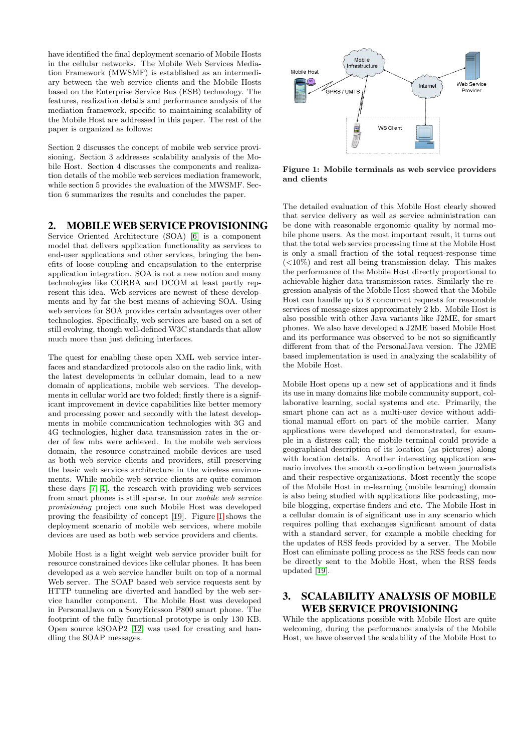have identified the final deployment scenario of Mobile Hosts in the cellular networks. The Mobile Web Services Mediation Framework (MWSMF) is established as an intermediary between the web service clients and the Mobile Hosts based on the Enterprise Service Bus (ESB) technology. The features, realization details and performance analysis of the mediation framework, specific to maintaining scalability of the Mobile Host are addressed in this paper. The rest of the paper is organized as follows:

Section 2 discusses the concept of mobile web service provisioning. Section 3 addresses scalability analysis of the Mobile Host. Section 4 discusses the components and realization details of the mobile web services mediation framework, while section 5 provides the evaluation of the MWSMF. Section 6 summarizes the results and concludes the paper.

## 2. MOBILE WEB SERVICE PROVISIONING

Service Oriented Architecture (SOA) [6] is a component model that delivers application functionality as services to end-user applications and other services, bringing the benefits of loose coupling and encapsulation to the enterprise application integration. SOA is not a new notion and many technologies like CORBA and DCOM at least partly represent this idea. Web services are newest of these developments and by far the best means of achieving SOA. Using web services for SOA provides certain advantages over other technologies. Specifically, web services are based on a set of still evolving, though well-defined W3C standards that allow much more than just defining interfaces.

The quest for enabling these open XML web service interfaces and standardized protocols also on the radio link, with the latest developments in cellular domain, lead to a new domain of applications, mobile web services. The developments in cellular world are two folded; firstly there is a significant improvement in device capabilities like better memory and processing power and secondly with the latest developments in mobile communication technologies with 3G and 4G technologies, higher data transmission rates in the order of few mbs were achieved. In the mobile web services domain, the resource constrained mobile devices are used as both web service clients and providers, still preserving the basic web services architecture in the wireless environments. While mobile web service clients are quite common these days [7, 4], the research with providing web services from smart phones is still sparse. In our *mobile web service provisioning* project one such Mobile Host was developed proving the feasibility of concept [19]. Figure 1 shows the deployment scenario of mobile web services, where mobile devices are used as both web service providers and clients.

Mobile Host is a light weight web service provider built for resource constrained devices like cellular phones. It has been developed as a web service handler built on top of a normal Web server. The SOAP based web service requests sent by HTTP tunneling are diverted and handled by the web service handler component. The Mobile Host was developed in PersonalJava on a SonyEricsson P800 smart phone. The footprint of the fully functional prototype is only 130 KB. Open source kSOAP2 [12] was used for creating and handling the SOAP messages.

**Figure 1: Mobile terminals as web service providers and clients**

The detailed evaluation of this Mobile Host clearly showed that service delivery as well as service administration can be done with reasonable ergonomic quality by normal mobile phone users. As the most important result, it turns out that the total web service processing time at the Mobile Host is only a small fraction of the total request-response time (<10%) and rest all being transmission delay. This makes the performance of the Mobile Host directly proportional to achievable higher data transmission rates. Similarly the regression analysis of the Mobile Host showed that the Mobile Host can handle up to 8 concurrent requests for reasonable services of message sizes approximately 2 kb. Mobile Host is also possible with other Java variants like J2ME, for smart phones. We also have developed a J2ME based Mobile Host and its performance was observed to be not so significantly different from that of the PersonalJava version. The J2ME based implementation is used in analyzing the scalability of the Mobile Host.

Mobile Host opens up a new set of applications and it finds its use in many domains like mobile community support, collaborative learning, social systems and etc. Primarily, the smart phone can act as a multi-user device without additional manual effort on part of the mobile carrier. Many applications were developed and demonstrated, for example in a distress call; the mobile terminal could provide a geographical description of its location (as pictures) along with location details. Another interesting application scenario involves the smooth co-ordination between journalists and their respective organizations. Most recently the scope of the Mobile Host in m-learning (mobile learning) domain is also being studied with applications like podcasting, mobile blogging, expertise finders and etc. The Mobile Host in a cellular domain is of significant use in any scenario which requires polling that exchanges significant amount of data with a standard server, for example a mobile checking for the updates of RSS feeds provided by a server. The Mobile Host can eliminate polling process as the RSS feeds can now be directly sent to the Mobile Host, when the RSS feeds updated [19].

## 3. SCALABILITY ANALYSIS OF MOBILE WEB SERVICE PROVISIONING

While the applications possible with Mobile Host are quite welcoming, during the performance analysis of the Mobile Host, we have observed the scalability of the Mobile Host to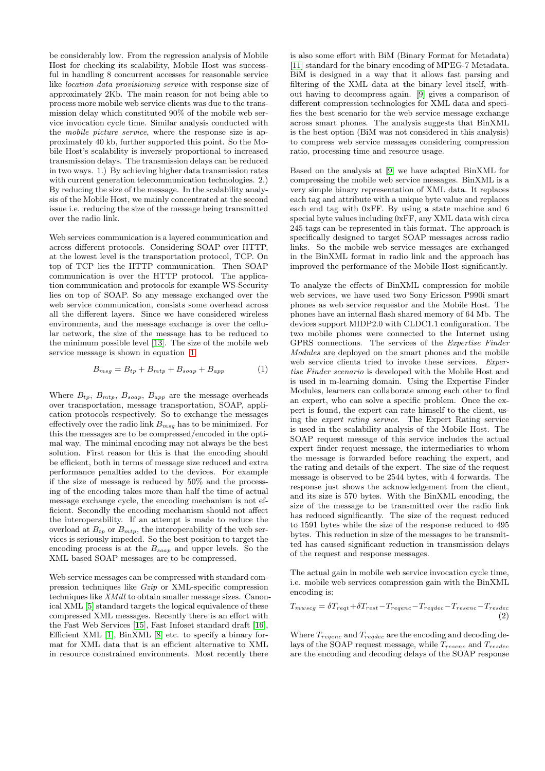be considerably low. From the regression analysis of Mobile Host for checking its scalability, Mobile Host was successful in handling 8 concurrent accesses for reasonable service like *location data provisioning service* with response size of approximately 2Kb. The main reason for not being able to process more mobile web service clients was due to the transmission delay which constituted 90% of the mobile web service invocation cycle time. Similar analysis conducted with the *mobile picture service*, where the response size is approximately 40 kb, further supported this point. So the Mobile Host's scalability is inversely proportional to increased transmission delays. The transmission delays can be reduced in two ways. 1.) By achieving higher data transmission rates with current generation telecommunication technologies. 2.) By reducing the size of the message. In the scalability analysis of the Mobile Host, we mainly concentrated at the second issue i.e. reducing the size of the message being transmitted over the radio link.

Web services communication is a layered communication and across different protocols. Considering SOAP over HTTP, at the lowest level is the transportation protocol, TCP. On top of TCP lies the HTTP communication. Then SOAP communication is over the HTTP protocol. The application communication and protocols for example WS-Security lies on top of SOAP. So any message exchanged over the web service communication, consists some overhead across all the different layers. Since we have considered wireless environments, and the message exchange is over the cellular network, the size of the message has to be reduced to the minimum possible level [13]. The size of the mobile web service message is shown in equation 1.

$$B_{msg} = B_{tp} + B_{mtp} + B_{soap} + B_{app} \tag{1}$$

Where $B_{tp}$, $B_{mtp}$, $B_{soap}$, $B_{app}$ are the message overheads over transportation, message transportation, SOAP, application protocols respectively. So to exchange the messages effectively over the radio link $B_{msg}$ has to be minimized. For this the messages are to be compressed/encoded in the optimal way. The minimal encoding may not always be the best solution. First reason for this is that the encoding should be efficient, both in terms of message size reduced and extra performance penalties added to the devices. For example if the size of message is reduced by 50% and the processing of the encoding takes more than half the time of actual message exchange cycle, the encoding mechanism is not efficient. Secondly the encoding mechanism should not affect the interoperability. If an attempt is made to reduce the overload at $B_{tp}$ or $B_{mtp}$, the interoperability of the web services is seriously impeded. So the best position to target the encoding process is at the $B_{soap}$ and upper levels. So the XML based SOAP messages are to be compressed.

Web service messages can be compressed with standard compression techniques like *Gzip* or XML-specific compression techniques like *XMill* to obtain smaller message sizes. Canonical XML [5] standard targets the logical equivalence of these compressed XML messages. Recently there is an effort with the Fast Web Services [15], Fast Infoset standard draft [16], Efficient XML [1], BinXML [8] etc. to specify a binary format for XML data that is an efficient alternative to XML in resource constrained environments. Most recently there is also some effort with BiM (Binary Format for Metadata) [11] standard for the binary encoding of MPEG-7 Metadata. BiM is designed in a way that it allows fast parsing and filtering of the XML data at the binary level itself, without having to decompress again. [9] gives a comparison of different compression technologies for XML data and specifies the best scenario for the web service message exchange across smart phones. The analysis suggests that BinXML is the best option (BiM was not considered in this analysis) to compress web service messages considering compression ratio, processing time and resource usage.

Based on the analysis at [9] we have adapted BinXML for compressing the mobile web service messages. BinXML is a very simple binary representation of XML data. It replaces each tag and attribute with a unique byte value and replaces each end tag with 0xFF. By using a state machine and 6 special byte values including 0xFF, any XML data with circa 245 tags can be represented in this format. The approach is specifically designed to target SOAP messages across radio links. So the mobile web service messages are exchanged in the BinXML format in radio link and the approach has improved the performance of the Mobile Host significantly.

To analyze the effects of BinXML compression for mobile web services, we have used two Sony Ericsson P990i smart phones as web service requestor and the Mobile Host. The phones have an internal flash shared memory of 64 Mb. The devices support MIDP2.0 with CLDC1.1 configuration. The two mobile phones were connected to the Internet using GPRS connections. The services of the *Expertise Finder Modules* are deployed on the smart phones and the mobile web service clients tried to invoke these services. *Expertise Finder scenario* is developed with the Mobile Host and is used in m-learning domain. Using the Expertise Finder Modules, learners can collaborate among each other to find an expert, who can solve a specific problem. Once the expert is found, the expert can rate himself to the client, using the *expert rating service*. The Expert Rating service is used in the scalability analysis of the Mobile Host. The SOAP request message of this service includes the actual expert finder request message, the intermediaries to whom the message is forwarded before reaching the expert, and the rating and details of the expert. The size of the request message is observed to be 2544 bytes, with 4 forwards. The response just shows the acknowledgement from the client, and its size is 570 bytes. With the BinXML encoding, the size of the message to be transmitted over the radio link has reduced significantly. The size of the request reduced to 1591 bytes while the size of the response reduced to 495 bytes. This reduction in size of the messages to be transmitted has caused significant reduction in transmission delays of the request and response messages.

The actual gain in mobile web service invocation cycle time, i.e. mobile web services compression gain with the BinXML encoding is:

$$T_{mwscg} = \delta T_{reqt} + \delta T_{rest} - T_{reqenc} - T_{reqdec} - T_{resenc} - T_{resdec} \tag{2}$$

Where $T_{reqenc}$ and $T_{reqdec}$ are the encoding and decoding delays of the SOAP request message, while $T_{resenc}$ and $T_{resdec}$ are the encoding and decoding delays of the SOAP response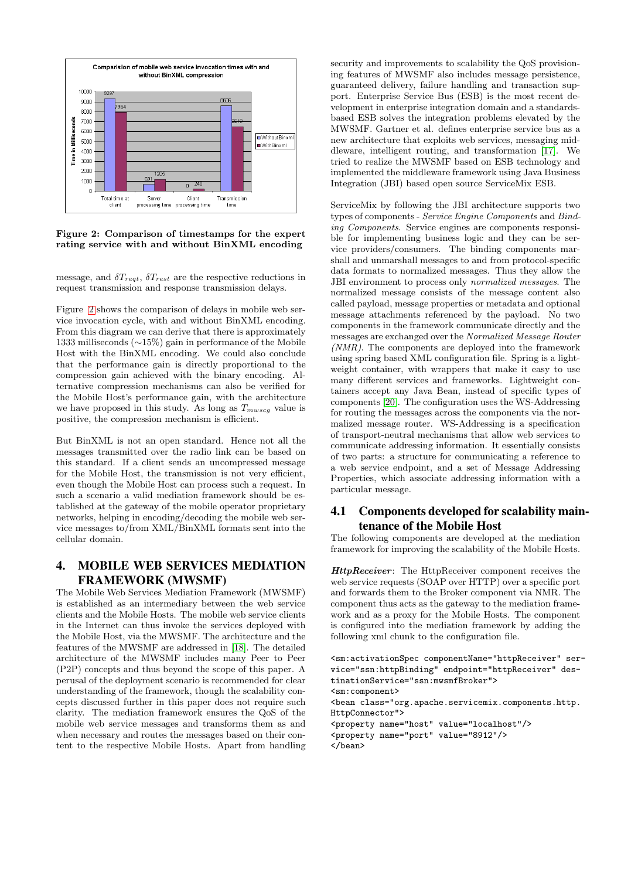Figure 2: Comparison of timestamps for the expert rating service with and without BinXML encoding

message, and $\delta T_{reqt}$, $\delta T_{rest}$ are the respective reductions in request transmission and response transmission delays.

Figure 2 shows the comparison of delays in mobile web service invocation cycle, with and without BinXML encoding. From this diagram we can derive that there is approximately 1333 milliseconds (∼15%) gain in performance of the Mobile Host with the BinXML encoding. We could also conclude that the performance gain is directly proportional to the compression gain achieved with the binary encoding. Alternative compression mechanisms can also be verified for the Mobile Host's performance gain, with the architecture we have proposed in this study. As long as $T_{mwscg}$ value is positive, the compression mechanism is efficient.

But BinXML is not an open standard. Hence not all the messages transmitted over the radio link can be based on this standard. If a client sends an uncompressed message for the Mobile Host, the transmission is not very efficient, even though the Mobile Host can process such a request. In such a scenario a valid mediation framework should be established at the gateway of the mobile operator proprietary networks, helping in encoding/decoding the mobile web service messages to/from XML/BinXML formats sent into the cellular domain.

# 4. MOBILE WEB SERVICES MEDIATION FRAMEWORK (MWSMF)

The Mobile Web Services Mediation Framework (MWSMF) is established as an intermediary between the web service clients and the Mobile Hosts. The mobile web service clients in the Internet can thus invoke the services deployed with the Mobile Host, via the MWSMF. The architecture and the features of the MWSMF are addressed in [18]. The detailed architecture of the MWSMF includes many Peer to Peer (P2P) concepts and thus beyond the scope of this paper. A perusal of the deployment scenario is recommended for clear understanding of the framework, though the scalability concepts discussed further in this paper does not require such clarity. The mediation framework ensures the QoS of the mobile web service messages and transforms them as and when necessary and routes the messages based on their content to the respective Mobile Hosts. Apart from handling security and improvements to scalability the QoS provisioning features of MWSMF also includes message persistence, guaranteed delivery, failure handling and transaction support. Enterprise Service Bus (ESB) is the most recent development in enterprise integration domain and a standards-based ESB solves the integration problems elevated by the MWSMF. Gartner et al. defines enterprise service bus as a new architecture that exploits web services, messaging middleware, intelligent routing, and transformation [17]. We tried to realize the MWSMF based on ESB technology and implemented the middleware framework using Java Business Integration (JBI) based open source ServiceMix ESB.

ServiceMix by following the JBI architecture supports two types of components - *Service Engine Components* and *Binding Components*. Service engines are components responsible for implementing business logic and they can be service providers/consumers. The binding components marshall and unmarshall messages to and from protocol-specific data formats to normalized messages. Thus they allow the JBI environment to process only *normalized messages*. The normalized message consists of the message content also called payload, message properties or metadata and optional message attachments referenced by the payload. No two components in the framework communicate directly and the messages are exchanged over the *Normalized Message Router (NMR)*. The components are deployed into the framework using spring based XML configuration file. Spring is a lightweight container, with wrappers that make it easy to use many different services and frameworks. Lightweight containers accept any Java Bean, instead of specific types of components [20]. The configuration uses the WS-Addressing for routing the messages across the components via the normalized message router. WS-Addressing is a specification of transport-neutral mechanisms that allow web services to communicate addressing information. It essentially consists of two parts: a structure for communicating a reference to a web service endpoint, and a set of Message Addressing Properties, which associate addressing information with a particular message.

## 4.1 Components developed for scalability maintenance of the Mobile Host

The following components are developed at the mediation framework for improving the scalability of the Mobile Hosts.

***HttpReceiver***: The HttpReceiver component receives the web service requests (SOAP over HTTP) over a specific port and forwards them to the Broker component via NMR. The component thus acts as the gateway to the mediation framework and as a proxy for the Mobile Hosts. The component is configured into the mediation framework by adding the following xml chunk to the configuration file.

```
<sm:activationSpec componentName="httpReceiver" service="ssn:httpBinding" endpoint="httpReceiver" destinationService="ssn:mwsmfBroker">
<sm:component>
<bean class="org.apache.servicemix.components.http.HttpConnector">
<property name="host" value="localhost"/>
<property name="port" value="8912"/>
</bean>
```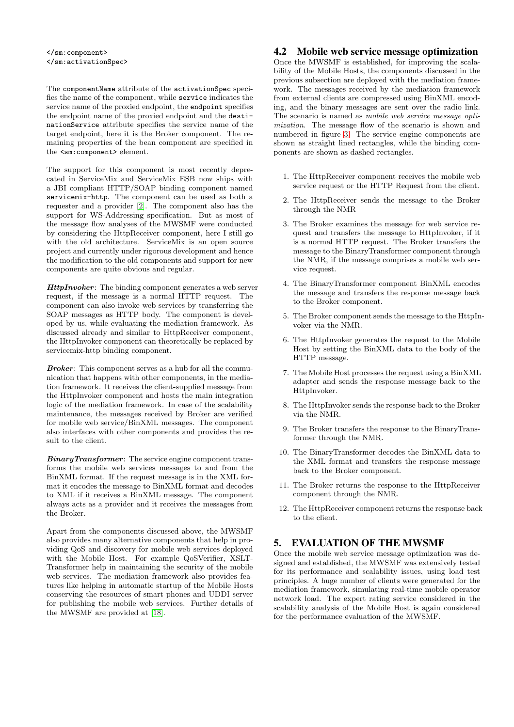```
</sm:component>
</sm:activationSpec>
```

The `componentName` attribute of the `activationSpec` specifies the name of the component, while `service` indicates the service name of the proxied endpoint, the `endpoint` specifies the endpoint name of the proxied endpoint and the `destinationService` attribute specifies the service name of the target endpoint, here it is the Broker component. The remaining properties of the bean component are specified in the `<sm:component>` element.

The support for this component is most recently deprecated in ServiceMix and ServiceMix ESB now ships with a JBI compliant HTTP/SOAP binding component named `servicemix-http`. The component can be used as both a requester and a provider [2]. The component also has the support for WS-Addressing specification. But as most of the message flow analyses of the MWSMF were conducted by considering the HttpReceiver component, here I still go with the old architecture. ServiceMix is an open source project and currently under rigorous development and hence the modification to the old components and support for new components are quite obvious and regular.

***HttpInvoker***: The binding component generates a web server request, if the message is a normal HTTP request. The component can also invoke web services by transferring the SOAP messages as HTTP body. The component is developed by us, while evaluating the mediation framework. As discussed already and similar to HttpReceiver component, the HttpInvoker component can theoretically be replaced by servicemix-http binding component.

***Broker***: This component serves as a hub for all the communication that happens with other components, in the mediation framework. It receives the client-supplied message from the HttpInvoker component and hosts the main integration logic of the mediation framework. In case of the scalability maintenance, the messages received by Broker are verified for mobile web service/BinXML messages. The component also interfaces with other components and provides the result to the client.

***BinaryTransformer***: The service engine component transforms the mobile web services messages to and from the BinXML format. If the request message is in the XML format it encodes the message to BinXML format and decodes to XML if it receives a BinXML message. The component always acts as a provider and it receives the messages from the Broker.

Apart from the components discussed above, the MWSMF also provides many alternative components that help in providing QoS and discovery for mobile web services deployed with the Mobile Host. For example QoSVerifier, XSLT-Transformer help in maintaining the security of the mobile web services. The mediation framework also provides features like helping in automatic startup of the Mobile Hosts conserving the resources of smart phones and UDDI server for publishing the mobile web services. Further details of the MWSMF are provided at [18].

## 4.2 Mobile web service message optimization

Once the MWSMF is established, for improving the scalability of the Mobile Hosts, the components discussed in the previous subsection are deployed with the mediation framework. The messages received by the mediation framework from external clients are compressed using BinXML encoding, and the binary messages are sent over the radio link. The scenario is named as *mobile web service message optimization*. The message flow of the scenario is shown and numbered in figure 3. The service engine components are shown as straight lined rectangles, while the binding components are shown as dashed rectangles.

1. The HttpReceiver component receives the mobile web service request or the HTTP Request from the client.
2. The HttpReceiver sends the message to the Broker through the NMR
3. The Broker examines the message for web service request and transfers the message to HttpInvoker, if it is a normal HTTP request. The Broker transfers the message to the BinaryTransformer component through the NMR, if the message comprises a mobile web service request.
4. The BinaryTransformer component BinXML encodes the message and transfers the response message back to the Broker component.
5. The Broker component sends the message to the HttpInvoker via the NMR.
6. The HttpInvoker generates the request to the Mobile Host by setting the BinXML data to the body of the HTTP message.
7. The Mobile Host processes the request using a BinXML adapter and sends the response message back to the HttpInvoker.
8. The HttpInvoker sends the response back to the Broker via the NMR.
9. The Broker transfers the response to the BinaryTransformer through the NMR.
10. The BinaryTransformer decodes the BinXML data to the XML format and transfers the response message back to the Broker component.
11. The Broker returns the response to the HttpReceiver component through the NMR.
12. The HttpReceiver component returns the response back to the client.

# 5. EVALUATION OF THE MWSMF

Once the mobile web service message optimization was designed and established, the MWSMF was extensively tested for its performance and scalability issues, using load test principles. A huge number of clients were generated for the mediation framework, simulating real-time mobile operator network load. The expert rating service considered in the scalability analysis of the Mobile Host is again considered for the performance evaluation of the MWSMF.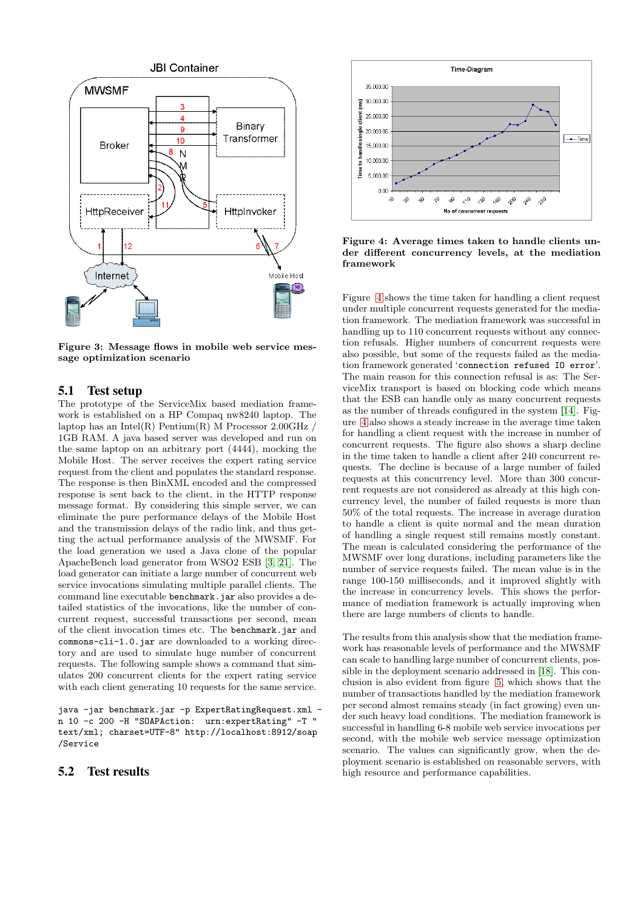Figure 3: Message flows in mobile web service message optimization scenario

## 5.1 Test setup

The prototype of the ServiceMix based mediation framework is established on a HP Compaq nw8240 laptop. The laptop has an Intel(R) Pentium(R) M Processor 2.00GHz / 1GB RAM. A java based server was developed and run on the same laptop on an arbitrary port (4444), mocking the Mobile Host. The server receives the expert rating service request from the client and populates the standard response. The response is then BinXML encoded and the compressed response is sent back to the client, in the HTTP response message format. By considering this simple server, we can eliminate the pure performance delays of the Mobile Host and the transmission delays of the radio link, and thus getting the actual performance analysis of the MWSMF. For the load generation we used a Java clone of the popular ApacheBench load generator from WSO2 ESB [3, 21]. The load generator can initiate a large number of concurrent web service invocations simulating multiple parallel clients. The command line executable `benchmark.jar` also provides a detailed statistics of the invocations, like the number of concurrent request, successful transactions per second, mean of the client invocation times etc. The `benchmark.jar` and `commons-cli-1.0.jar` are downloaded to a working directory and are used to simulate huge number of concurrent requests. The following sample shows a command that simulates 200 concurrent clients for the expert rating service with each client generating 10 requests for the same service.

```
java -jar benchmark.jar -p ExpertRatingRequest.xml -
n 10 -c 200 -H "SOAPAction:  urn:expertRating" -T "
text/xml; charset=UTF-8" http://localhost:8912/soap
/Service
```

## 5.2 Test results

Figure 4: Average times taken to handle clients under different concurrency levels, at the mediation framework

Figure 4 shows the time taken for handling a client request under multiple concurrent requests generated for the mediation framework. The mediation framework was successful in handling up to 110 concurrent requests without any connection refusals. Higher numbers of concurrent requests were also possible, but some of the requests failed as the mediation framework generated '`connection refused IO error`'. The main reason for this connection refusal is as: The ServiceMix transport is based on blocking code which means that the ESB can handle only as many concurrent requests as the number of threads configured in the system [14]. Figure 4 also shows a steady increase in the average time taken for handling a client request with the increase in number of concurrent requests. The figure also shows a sharp decline in the time taken to handle a client after 240 concurrent requests. The decline is because of a large number of failed requests at this concurrency level. More than 300 concurrent requests are not considered as already at this high concurrency level, the number of failed requests is more than 50% of the total requests. The increase in average duration to handle a client is quite normal and the mean duration of handling a single request still remains mostly constant. The mean is calculated considering the performance of the MWSMF over long durations, including parameters like the number of service requests failed. The mean value is in the range 100-150 milliseconds, and it improved slightly with the increase in concurrency levels. This shows the performance of mediation framework is actually improving when there are large numbers of clients to handle.

The results from this analysis show that the mediation framework has reasonable levels of performance and the MWSMF can scale to handling large number of concurrent clients, possible in the deployment scenario addressed in [18]. This conclusion is also evident from figure 5, which shows that the number of transactions handled by the mediation framework per second almost remains steady (in fact growing) even under such heavy load conditions. The mediation framework is successful in handling 6-8 mobile web service invocations per second, with the mobile web service message optimization scenario. The values can significantly grow, when the deployment scenario is established on reasonable servers, with high resource and performance capabilities.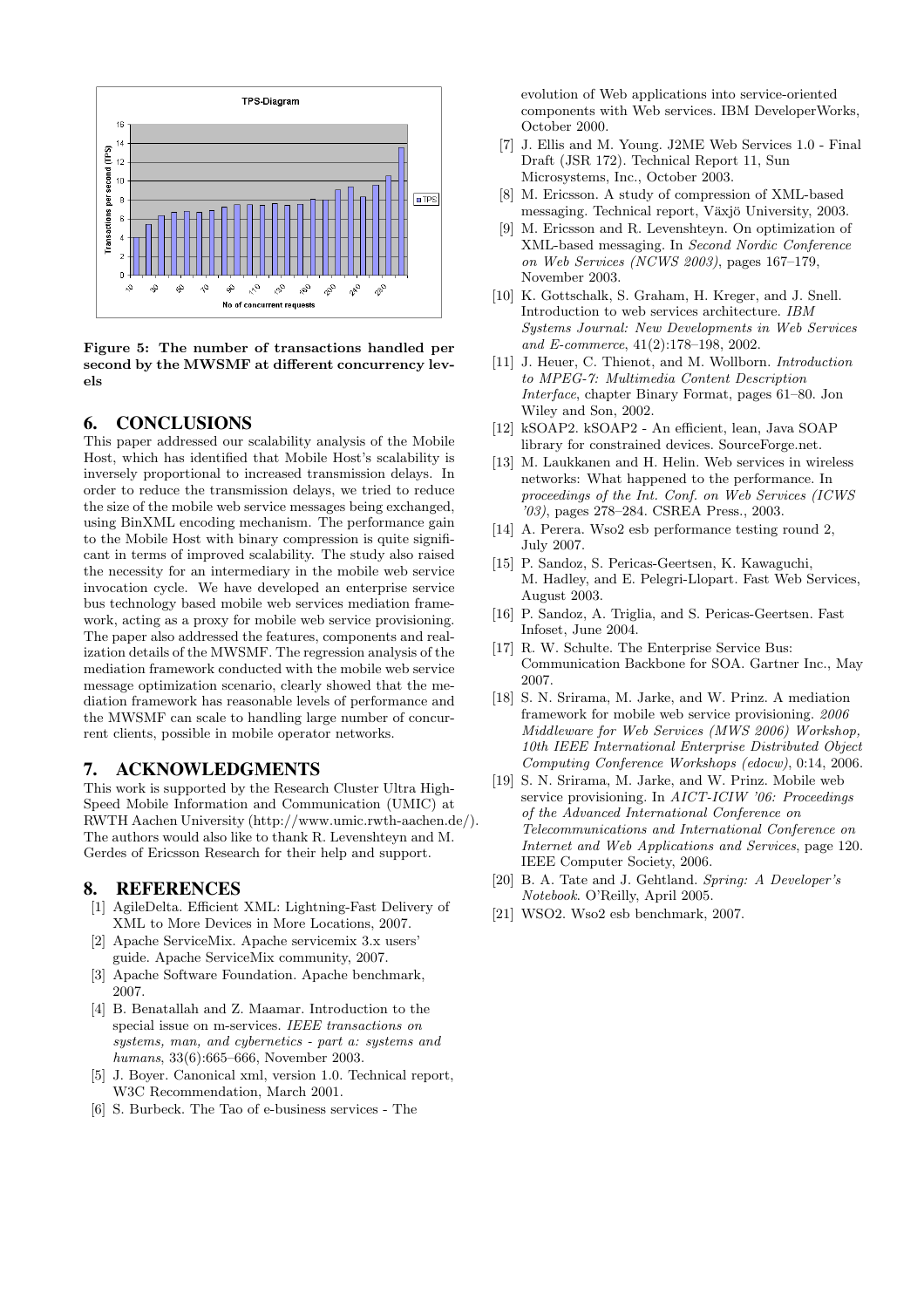TPS-Diagram

16
14
12
10
8
6
4
2
0

Transactions per second (TPS)

10 30 50 70 90 110 130 160 200 240 280

No of concurrent requests

TPS

**Figure 5: The number of transactions handled per second by the MWSMF at different concurrency levels**

## 6. CONCLUSIONS

This paper addressed our scalability analysis of the Mobile Host, which has identified that Mobile Host's scalability is inversely proportional to increased transmission delays. In order to reduce the transmission delays, we tried to reduce the size of the mobile web service messages being exchanged, using BinXML encoding mechanism. The performance gain to the Mobile Host with binary compression is quite significant in terms of improved scalability. The study also raised the necessity for an intermediary in the mobile web service invocation cycle. We have developed an enterprise service bus technology based mobile web services mediation framework, acting as a proxy for mobile web service provisioning. The paper also addressed the features, components and realization details of the MWSMF. The regression analysis of the mediation framework conducted with the mobile web service message optimization scenario, clearly showed that the mediation framework has reasonable levels of performance and the MWSMF can scale to handling large number of concurrent clients, possible in mobile operator networks.

## 7. ACKNOWLEDGMENTS

This work is supported by the Research Cluster Ultra High-Speed Mobile Information and Communication (UMIC) at RWTH Aachen University (http://www.umic.rwth-aachen.de/). The authors would also like to thank R. Levenshteyn and M. Gerdes of Ericsson Research for their help and support.

## 8. REFERENCES

[1] AgileDelta. Efficient XML: Lightning-Fast Delivery of XML to More Devices in More Locations, 2007.

[2] Apache ServiceMix. Apache servicemix 3.x users' guide. Apache ServiceMix community, 2007.

[3] Apache Software Foundation. Apache benchmark, 2007.

[4] B. Benatallah and Z. Maamar. Introduction to the special issue on m-services. *IEEE transactions on systems, man, and cybernetics - part a: systems and humans*, 33(6):665–666, November 2003.

[5] J. Boyer. Canonical xml, version 1.0. Technical report, W3C Recommendation, March 2001.

[6] S. Burbeck. The Tao of e-business services - The evolution of Web applications into service-oriented components with Web services. IBM DeveloperWorks, October 2000.

[7] J. Ellis and M. Young. J2ME Web Services 1.0 - Final Draft (JSR 172). Technical Report 11, Sun Microsystems, Inc., October 2003.

[8] M. Ericsson. A study of compression of XML-based messaging. Technical report, Växjö University, 2003.

[9] M. Ericsson and R. Levenshteyn. On optimization of XML-based messaging. In *Second Nordic Conference on Web Services (NCWS 2003)*, pages 167–179, November 2003.

[10] K. Gottschalk, S. Graham, H. Kreger, and J. Snell. Introduction to web services architecture. *IBM Systems Journal: New Developments in Web Services and E-commerce*, 41(2):178–198, 2002.

[11] J. Heuer, C. Thienot, and M. Wollborn. *Introduction to MPEG-7: Multimedia Content Description Interface*, chapter Binary Format, pages 61–80. Jon Wiley and Son, 2002.

[12] kSOAP2. kSOAP2 - An efficient, lean, Java SOAP library for constrained devices. SourceForge.net.

[13] M. Laukkanen and H. Helin. Web services in wireless networks: What happened to the performance. In *proceedings of the Int. Conf. on Web Services (ICWS '03)*, pages 278–284. CSREA Press., 2003.

[14] A. Perera. Wso2 esb performance testing round 2, July 2007.

[15] P. Sandoz, S. Pericas-Geertsen, K. Kawaguchi, M. Hadley, and E. Pelegri-Llopart. Fast Web Services, August 2003.

[16] P. Sandoz, A. Triglia, and S. Pericas-Geertsen. Fast Infoset, June 2004.

[17] R. W. Schulte. The Enterprise Service Bus: Communication Backbone for SOA. Gartner Inc., May 2007.

[18] S. N. Srirama, M. Jarke, and W. Prinz. A mediation framework for mobile web service provisioning. *2006 Middleware for Web Services (MWS 2006) Workshop, 10th IEEE International Enterprise Distributed Object Computing Conference Workshops (edocw)*, 0:14, 2006.

[19] S. N. Srirama, M. Jarke, and W. Prinz. Mobile web service provisioning. In *AICT-ICIW '06: Proceedings of the Advanced International Conference on Telecommunications and International Conference on Internet and Web Applications and Services*, page 120. IEEE Computer Society, 2006.

[20] B. A. Tate and J. Gehtland. *Spring: A Developer's Notebook*. O'Reilly, April 2005.

[21] WSO2. Wso2 esb benchmark, 2007.